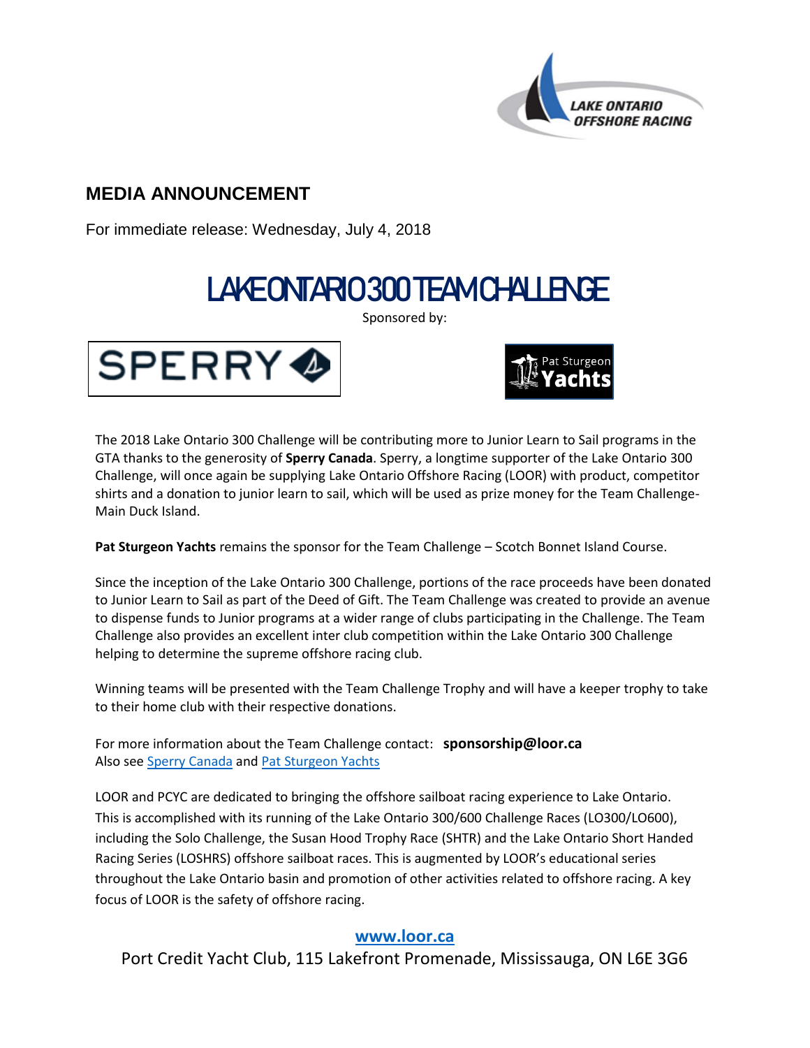LAKE ONTARIO OFFSHORE RACING

## MEDIA ANNOUNCEMENT

For immediate release: Wednesday, July 4, 2018

# LAKE ONTARIO 300 TEAM CHALLENGE

Sponsored by:

SPERRY

Pat Sturgeon Yachts

The 2018 Lake Ontario 300 Challenge will be contributing more to Junior Learn to Sail programs in the GTA thanks to the generosity of **Sperry Canada**. Sperry, a longtime supporter of the Lake Ontario 300 Challenge, will once again be supplying Lake Ontario Offshore Racing (LOOR) with product, competitor shirts and a donation to junior learn to sail, which will be used as prize money for the Team Challenge-Main Duck Island.

**Pat Sturgeon Yachts** remains the sponsor for the Team Challenge – Scotch Bonnet Island Course.

Since the inception of the Lake Ontario 300 Challenge, portions of the race proceeds have been donated to Junior Learn to Sail as part of the Deed of Gift. The Team Challenge was created to provide an avenue to dispense funds to Junior programs at a wider range of clubs participating in the Challenge. The Team Challenge also provides an excellent inter club competition within the Lake Ontario 300 Challenge helping to determine the supreme offshore racing club.

Winning teams will be presented with the Team Challenge Trophy and will have a keeper trophy to take to their home club with their respective donations.

For more information about the Team Challenge contact: **sponsorship@loor.ca**
Also see Sperry Canada and Pat Sturgeon Yachts

LOOR and PCYC are dedicated to bringing the offshore sailboat racing experience to Lake Ontario. This is accomplished with its running of the Lake Ontario 300/600 Challenge Races (LO300/LO600), including the Solo Challenge, the Susan Hood Trophy Race (SHTR) and the Lake Ontario Short Handed Racing Series (LOSHRS) offshore sailboat races. This is augmented by LOOR's educational series throughout the Lake Ontario basin and promotion of other activities related to offshore racing. A key focus of LOOR is the safety of offshore racing.

**www.loor.ca**

Port Credit Yacht Club, 115 Lakefront Promenade, Mississauga, ON L6E 3G6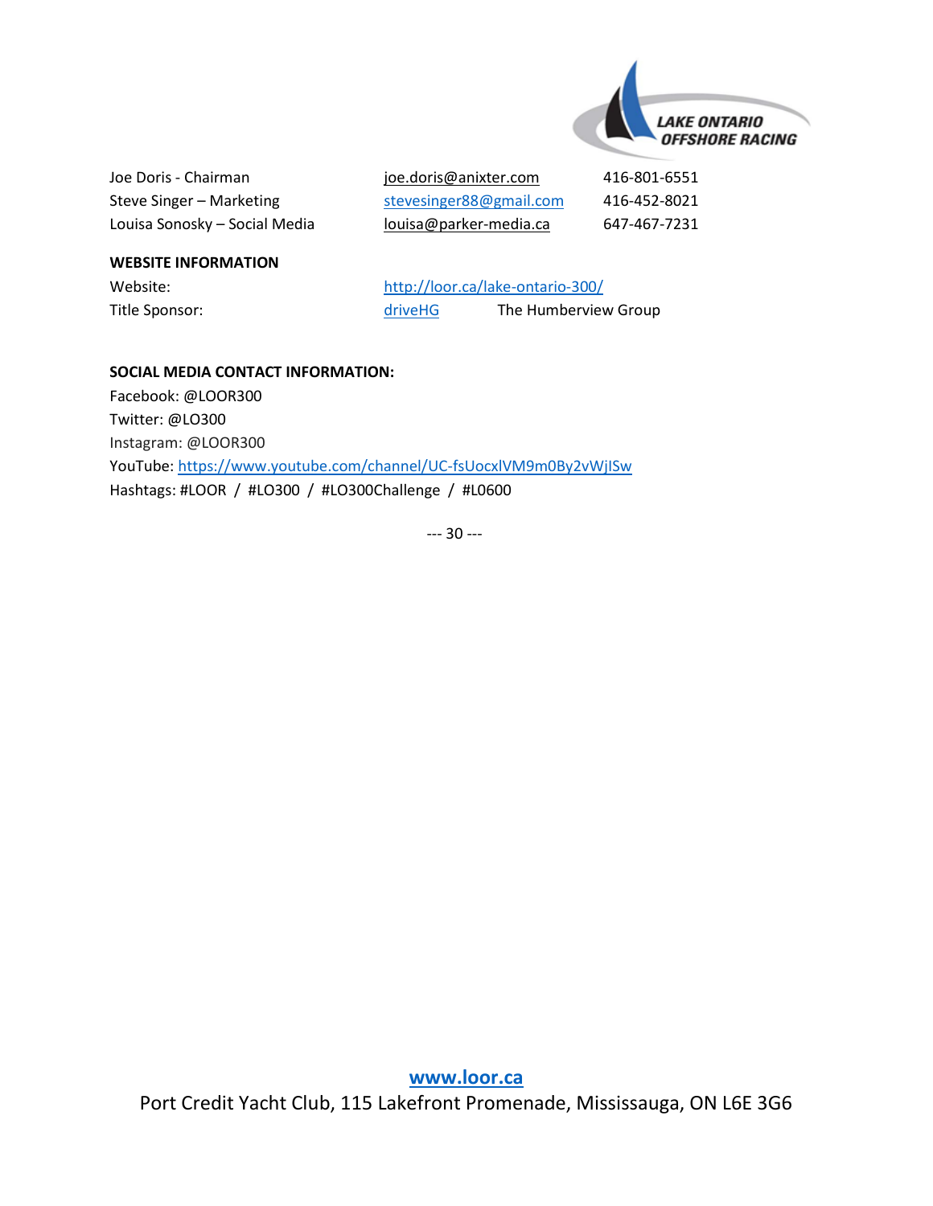| | | |
|---|---|---|
| Joe Doris - Chairman | joe.doris@anixter.com | 416-801-6551 |
| Steve Singer – Marketing | stevesinger88@gmail.com | 416-452-8021 |
| Louisa Sonosky – Social Media | louisa@parker-media.ca | 647-467-7231 |

**WEBSITE INFORMATION**

| | | |
|---|---|---|
| Website: | http://loor.ca/lake-ontario-300/ | |
| Title Sponsor: | driveHG | The Humberview Group |

**SOCIAL MEDIA CONTACT INFORMATION:**

Facebook: @LOOR300
Twitter: @LO300
Instagram: @LOOR300
YouTube: https://www.youtube.com/channel/UC-fsUocxlVM9m0By2vWjISw
Hashtags: #LOOR / #LO300 / #LO300Challenge / #L0600

--- 30 ---

**www.loor.ca**

Port Credit Yacht Club, 115 Lakefront Promenade, Mississauga, ON L6E 3G6